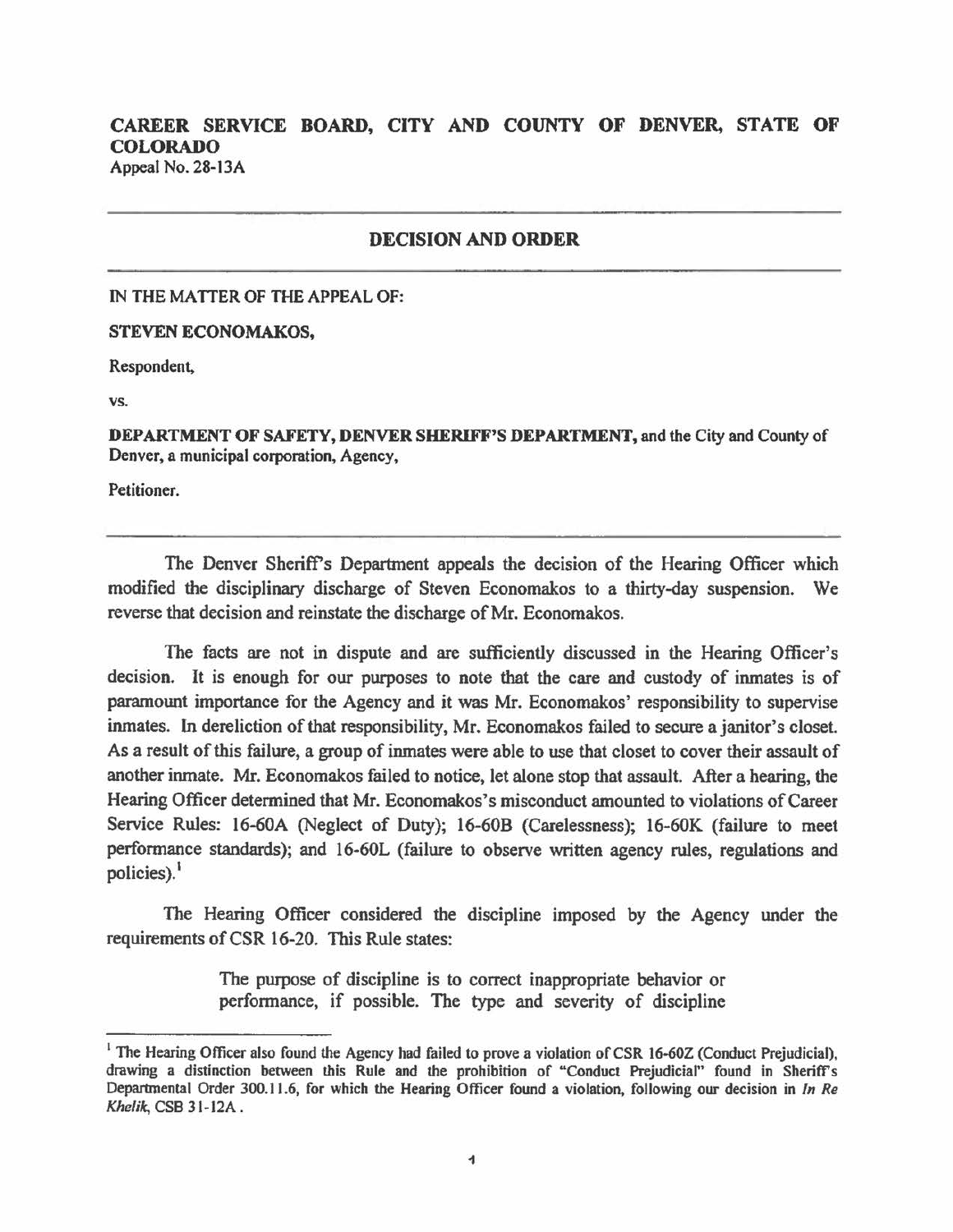# CAREER SERVICE BOARD, CITY AND COUNTY OF DENVER, STATE OF COLORADO

Appeal No. 28-13A

---

## DECISION AND ORDER

---

IN THE MATTER OF THE APPEAL OF:

**STEVEN ECONOMAKOS,**

Respondent,

vs.

**DEPARTMENT OF SAFETY, DENVER SHERIFF'S DEPARTMENT,** and the City and County of Denver, a municipal corporation, Agency,

Petitioner.

---

The Denver Sheriff's Department appeals the decision of the Hearing Officer which modified the disciplinary discharge of Steven Economakos to a thirty-day suspension. We reverse that decision and reinstate the discharge of Mr. Economakos.

The facts are not in dispute and are sufficiently discussed in the Hearing Officer's decision. It is enough for our purposes to note that the care and custody of inmates is of paramount importance for the Agency and it was Mr. Economakos' responsibility to supervise inmates. In dereliction of that responsibility, Mr. Economakos failed to secure a janitor's closet. As a result of this failure, a group of inmates were able to use that closet to cover their assault of another inmate. Mr. Economakos failed to notice, let alone stop that assault. After a hearing, the Hearing Officer determined that Mr. Economakos's misconduct amounted to violations of Career Service Rules: 16-60A (Neglect of Duty); 16-60B (Carelessness); 16-60K (failure to meet performance standards); and 16-60L (failure to observe written agency rules, regulations and policies).[1]

The Hearing Officer considered the discipline imposed by the Agency under the requirements of CSR 16-20. This Rule states:

> The purpose of discipline is to correct inappropriate behavior or performance, if possible. The type and severity of discipline

---

[1] The Hearing Officer also found the Agency had failed to prove a violation of CSR 16-60Z (Conduct Prejudicial), drawing a distinction between this Rule and the prohibition of "Conduct Prejudicial" found in Sheriff's Departmental Order 300.11.6, for which the Hearing Officer found a violation, following our decision in *In Re Khelik*, CSB 31-12A .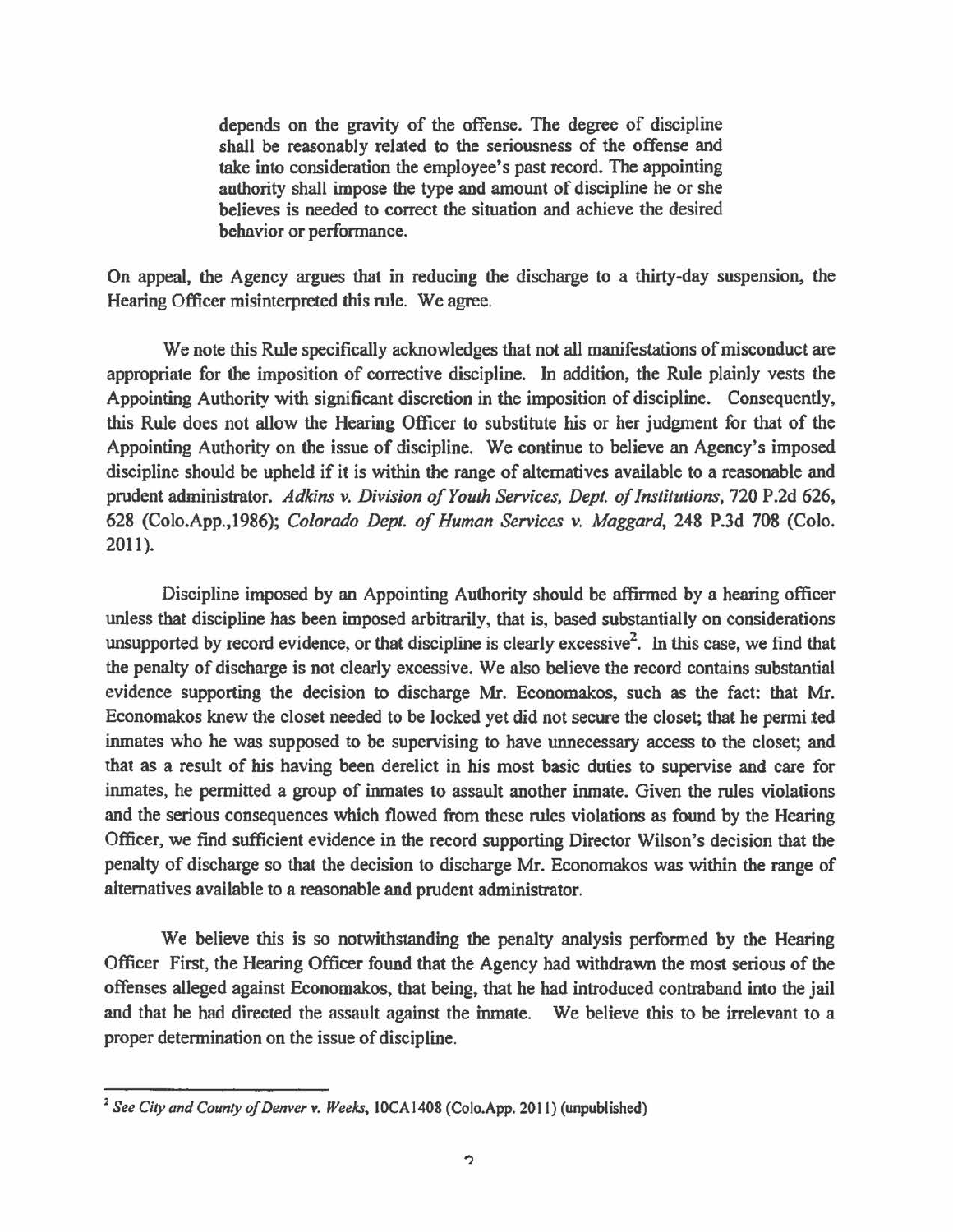> depends on the gravity of the offense. The degree of discipline shall be reasonably related to the seriousness of the offense and take into consideration the employee's past record. The appointing authority shall impose the type and amount of discipline he or she believes is needed to correct the situation and achieve the desired behavior or performance.

On appeal, the Agency argues that in reducing the discharge to a thirty-day suspension, the Hearing Officer misinterpreted this rule. We agree.

We note this Rule specifically acknowledges that not all manifestations of misconduct are appropriate for the imposition of corrective discipline. In addition, the Rule plainly vests the Appointing Authority with significant discretion in the imposition of discipline. Consequently, this Rule does not allow the Hearing Officer to substitute his or her judgment for that of the Appointing Authority on the issue of discipline. We continue to believe an Agency's imposed discipline should be upheld if it is within the range of alternatives available to a reasonable and prudent administrator. *Adkins v. Division of Youth Services, Dept. of Institutions*, 720 P.2d 626, 628 (Colo.App.,1986); *Colorado Dept. of Human Services v. Maggard*, 248 P.3d 708 (Colo. 2011).

Discipline imposed by an Appointing Authority should be affirmed by a hearing officer unless that discipline has been imposed arbitrarily, that is, based substantially on considerations unsupported by record evidence, or that discipline is clearly excessive[2]. In this case, we find that the penalty of discharge is not clearly excessive. We also believe the record contains substantial evidence supporting the decision to discharge Mr. Economakos, such as the fact: that Mr. Economakos knew the closet needed to be locked yet did not secure the closet; that he permitted inmates who he was supposed to be supervising to have unnecessary access to the closet; and that as a result of his having been derelict in his most basic duties to supervise and care for inmates, he permitted a group of inmates to assault another inmate. Given the rules violations and the serious consequences which flowed from these rules violations as found by the Hearing Officer, we find sufficient evidence in the record supporting Director Wilson's decision that the penalty of discharge so that the decision to discharge Mr. Economakos was within the range of alternatives available to a reasonable and prudent administrator.

We believe this is so notwithstanding the penalty analysis performed by the Hearing Officer First, the Hearing Officer found that the Agency had withdrawn the most serious of the offenses alleged against Economakos, that being, that he had introduced contraband into the jail and that he had directed the assault against the inmate. We believe this to be irrelevant to a proper determination on the issue of discipline.

---

[2] *See City and County of Denver v. Weeks*, 10CA1408 (Colo.App. 2011) (unpublished)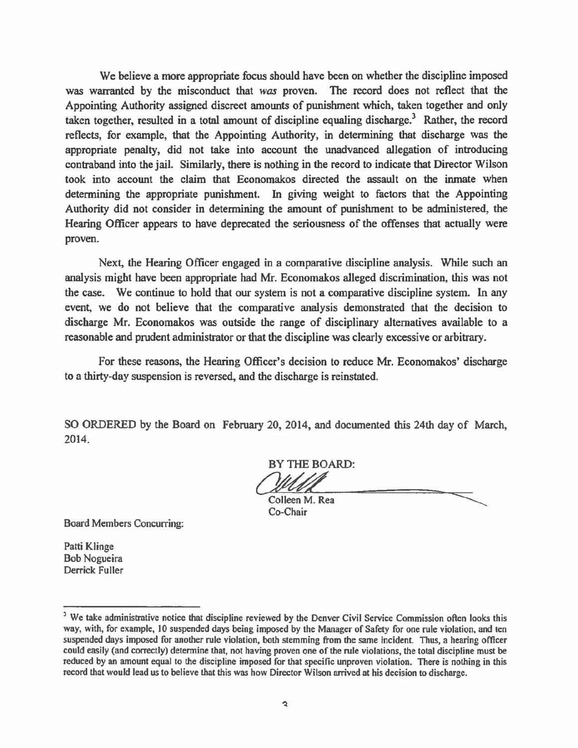We believe a more appropriate focus should have been on whether the discipline imposed was warranted by the misconduct that *was* proven. The record does not reflect that the Appointing Authority assigned discreet amounts of punishment which, taken together and only taken together, resulted in a total amount of discipline equaling discharge.[3] Rather, the record reflects, for example, that the Appointing Authority, in determining that discharge was the appropriate penalty, did not take into account the unadvanced allegation of introducing contraband into the jail. Similarly, there is nothing in the record to indicate that Director Wilson took into account the claim that Economakos directed the assault on the inmate when determining the appropriate punishment. In giving weight to factors that the Appointing Authority did not consider in determining the amount of punishment to be administered, the Hearing Officer appears to have deprecated the seriousness of the offenses that actually were proven.

Next, the Hearing Officer engaged in a comparative discipline analysis. While such an analysis might have been appropriate had Mr. Economakos alleged discrimination, this was not the case. We continue to hold that our system is not a comparative discipline system. In any event, we do not believe that the comparative analysis demonstrated that the decision to discharge Mr. Economakos was outside the range of disciplinary alternatives available to a reasonable and prudent administrator or that the discipline was clearly excessive or arbitrary.

For these reasons, the Hearing Officer's decision to reduce Mr. Economakos' discharge to a thirty-day suspension is reversed, and the discharge is reinstated.

SO ORDERED by the Board on February 20, 2014, and documented this 24th day of March, 2014.

BY THE BOARD:

Colleen M. Rea
Co-Chair

Board Members Concurring:

Patti Klinge
Bob Nogueira
Derrick Fuller

---

[3] We take administrative notice that discipline reviewed by the Denver Civil Service Commission often looks this way, with, for example, 10 suspended days being imposed by the Manager of Safety for one rule violation, and ten suspended days imposed for another rule violation, both stemming from the same incident. Thus, a hearing officer could easily (and correctly) determine that, not having proven one of the rule violations, the total discipline must be reduced by an amount equal to the discipline imposed for that specific unproven violation. There is nothing in this record that would lead us to believe that this was how Director Wilson arrived at his decision to discharge.